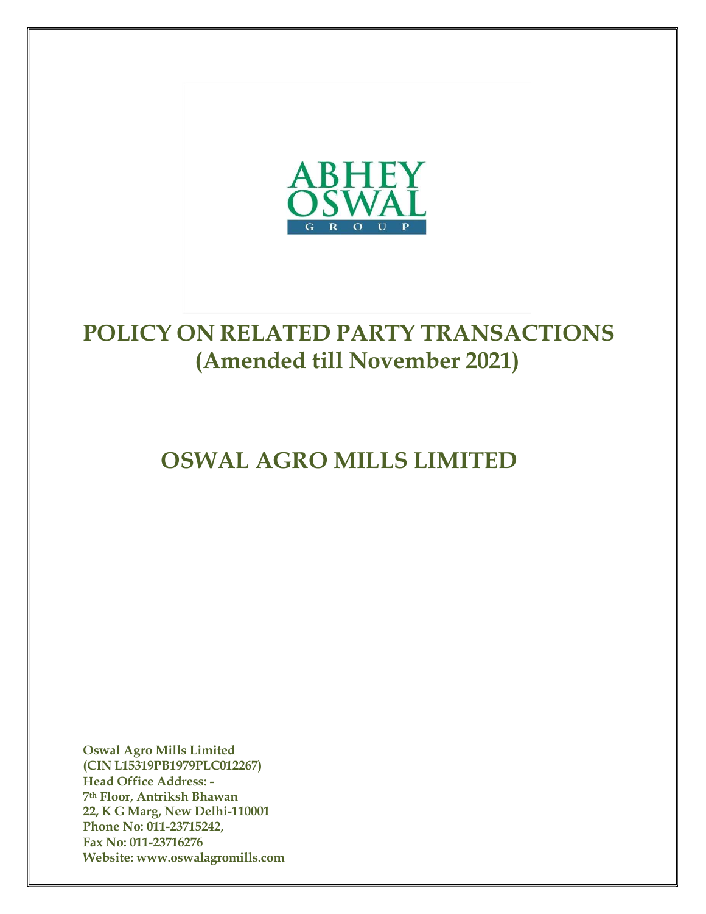ABHEY OSWAL GROUP

# POLICY ON RELATED PARTY TRANSACTIONS (Amended till November 2021)

# OSWAL AGRO MILLS LIMITED

**Oswal Agro Mills Limited**
**(CIN L15319PB1979PLC012267)**
**Head Office Address: -**
**7th Floor, Antriksh Bhawan**
**22, K G Marg, New Delhi-110001**
**Phone No: 011-23715242,**
**Fax No: 011-23716276**
**Website: www.oswalagromills.com**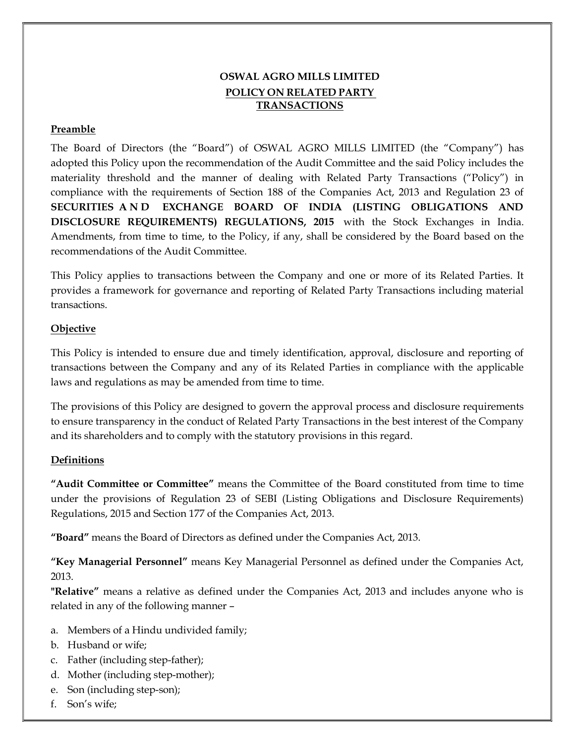## OSWAL AGRO MILLS LIMITED

## POLICY ON RELATED PARTY TRANSACTIONS

### Preamble

The Board of Directors (the "Board") of OSWAL AGRO MILLS LIMITED (the "Company") has adopted this Policy upon the recommendation of the Audit Committee and the said Policy includes the materiality threshold and the manner of dealing with Related Party Transactions ("Policy") in compliance with the requirements of Section 188 of the Companies Act, 2013 and Regulation 23 of **SECURITIES AND EXCHANGE BOARD OF INDIA (LISTING OBLIGATIONS AND DISCLOSURE REQUIREMENTS) REGULATIONS, 2015** with the Stock Exchanges in India. Amendments, from time to time, to the Policy, if any, shall be considered by the Board based on the recommendations of the Audit Committee.

This Policy applies to transactions between the Company and one or more of its Related Parties. It provides a framework for governance and reporting of Related Party Transactions including material transactions.

### Objective

This Policy is intended to ensure due and timely identification, approval, disclosure and reporting of transactions between the Company and any of its Related Parties in compliance with the applicable laws and regulations as may be amended from time to time.

The provisions of this Policy are designed to govern the approval process and disclosure requirements to ensure transparency in the conduct of Related Party Transactions in the best interest of the Company and its shareholders and to comply with the statutory provisions in this regard.

### Definitions

**"Audit Committee or Committee"** means the Committee of the Board constituted from time to time under the provisions of Regulation 23 of SEBI (Listing Obligations and Disclosure Requirements) Regulations, 2015 and Section 177 of the Companies Act, 2013.

**"Board"** means the Board of Directors as defined under the Companies Act, 2013.

**"Key Managerial Personnel"** means Key Managerial Personnel as defined under the Companies Act, 2013.

**"Relative"** means a relative as defined under the Companies Act, 2013 and includes anyone who is related in any of the following manner –

a. Members of a Hindu undivided family;
b. Husband or wife;
c. Father (including step-father);
d. Mother (including step-mother);
e. Son (including step-son);
f. Son's wife;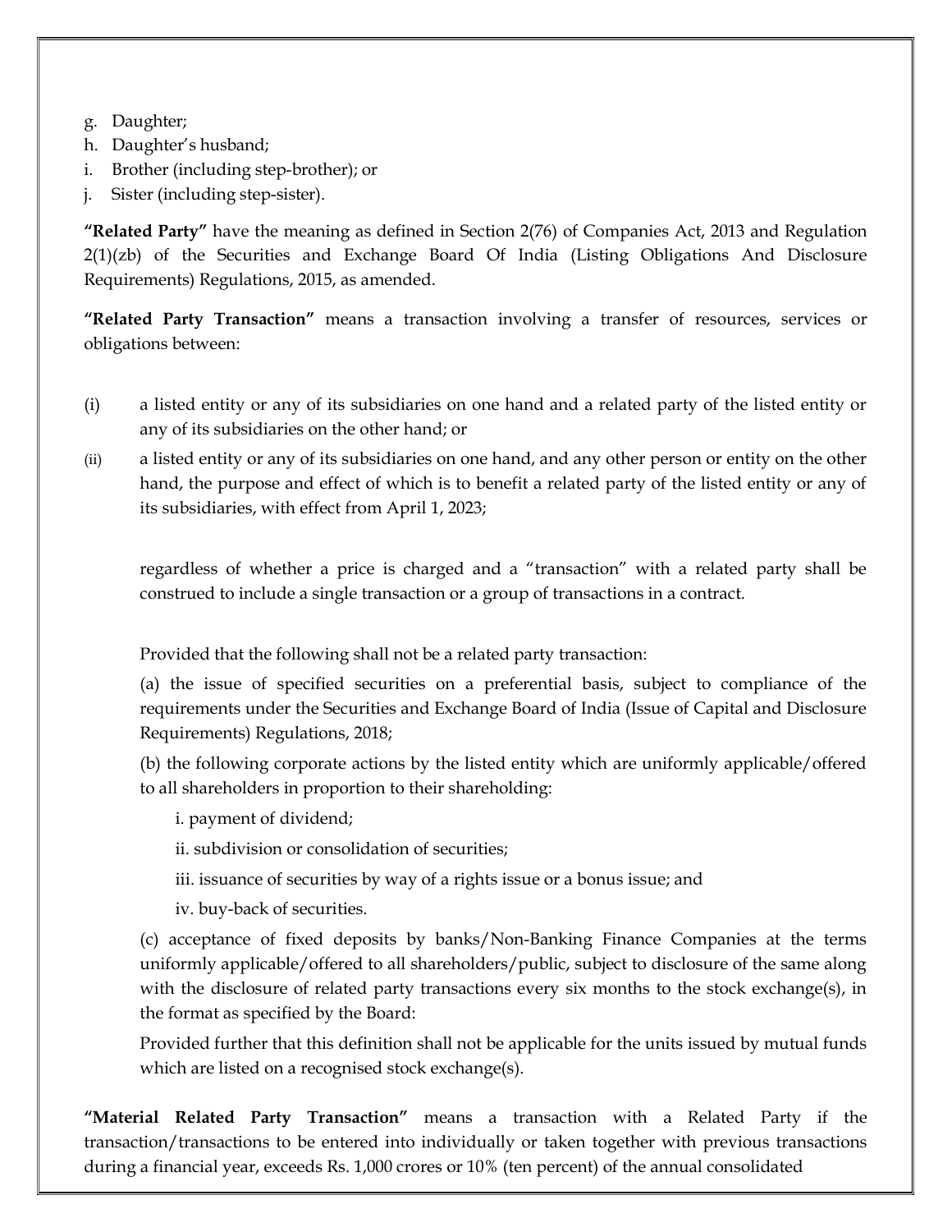g. Daughter;
h. Daughter's husband;
i. Brother (including step-brother); or
j. Sister (including step-sister).

**"Related Party"** have the meaning as defined in Section 2(76) of Companies Act, 2013 and Regulation 2(1)(zb) of the Securities and Exchange Board Of India (Listing Obligations And Disclosure Requirements) Regulations, 2015, as amended.

**"Related Party Transaction"** means a transaction involving a transfer of resources, services or obligations between:

(i) a listed entity or any of its subsidiaries on one hand and a related party of the listed entity or any of its subsidiaries on the other hand; or

(ii) a listed entity or any of its subsidiaries on one hand, and any other person or entity on the other hand, the purpose and effect of which is to benefit a related party of the listed entity or any of its subsidiaries, with effect from April 1, 2023;

regardless of whether a price is charged and a "transaction" with a related party shall be construed to include a single transaction or a group of transactions in a contract.

Provided that the following shall not be a related party transaction:

(a) the issue of specified securities on a preferential basis, subject to compliance of the requirements under the Securities and Exchange Board of India (Issue of Capital and Disclosure Requirements) Regulations, 2018;

(b) the following corporate actions by the listed entity which are uniformly applicable/offered to all shareholders in proportion to their shareholding:

i. payment of dividend;

ii. subdivision or consolidation of securities;

iii. issuance of securities by way of a rights issue or a bonus issue; and

iv. buy-back of securities.

(c) acceptance of fixed deposits by banks/Non-Banking Finance Companies at the terms uniformly applicable/offered to all shareholders/public, subject to disclosure of the same along with the disclosure of related party transactions every six months to the stock exchange(s), in the format as specified by the Board:

Provided further that this definition shall not be applicable for the units issued by mutual funds which are listed on a recognised stock exchange(s).

**"Material Related Party Transaction"** means a transaction with a Related Party if the transaction/transactions to be entered into individually or taken together with previous transactions during a financial year, exceeds Rs. 1,000 crores or 10% (ten percent) of the annual consolidated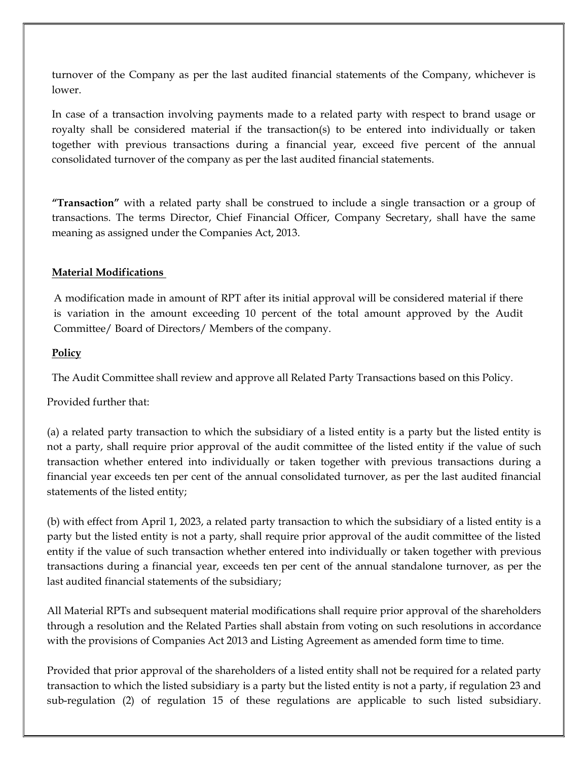turnover of the Company as per the last audited financial statements of the Company, whichever is lower.

In case of a transaction involving payments made to a related party with respect to brand usage or royalty shall be considered material if the transaction(s) to be entered into individually or taken together with previous transactions during a financial year, exceed five percent of the annual consolidated turnover of the company as per the last audited financial statements.

**"Transaction"** with a related party shall be construed to include a single transaction or a group of transactions. The terms Director, Chief Financial Officer, Company Secretary, shall have the same meaning as assigned under the Companies Act, 2013.

**Material Modifications**

A modification made in amount of RPT after its initial approval will be considered material if there is variation in the amount exceeding 10 percent of the total amount approved by the Audit Committee/ Board of Directors/ Members of the company.

**Policy**

The Audit Committee shall review and approve all Related Party Transactions based on this Policy.

Provided further that:

(a) a related party transaction to which the subsidiary of a listed entity is a party but the listed entity is not a party, shall require prior approval of the audit committee of the listed entity if the value of such transaction whether entered into individually or taken together with previous transactions during a financial year exceeds ten per cent of the annual consolidated turnover, as per the last audited financial statements of the listed entity;

(b) with effect from April 1, 2023, a related party transaction to which the subsidiary of a listed entity is a party but the listed entity is not a party, shall require prior approval of the audit committee of the listed entity if the value of such transaction whether entered into individually or taken together with previous transactions during a financial year, exceeds ten per cent of the annual standalone turnover, as per the last audited financial statements of the subsidiary;

All Material RPTs and subsequent material modifications shall require prior approval of the shareholders through a resolution and the Related Parties shall abstain from voting on such resolutions in accordance with the provisions of Companies Act 2013 and Listing Agreement as amended form time to time.

Provided that prior approval of the shareholders of a listed entity shall not be required for a related party transaction to which the listed subsidiary is a party but the listed entity is not a party, if regulation 23 and sub-regulation (2) of regulation 15 of these regulations are applicable to such listed subsidiary.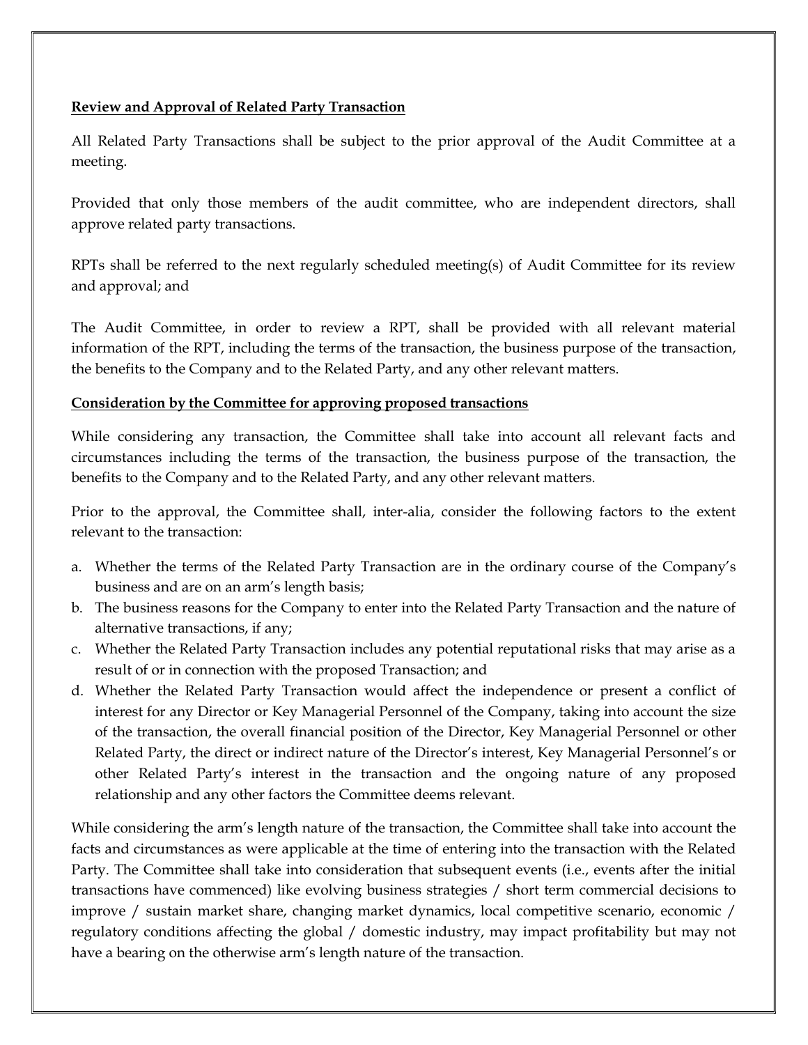**Review and Approval of Related Party Transaction**

All Related Party Transactions shall be subject to the prior approval of the Audit Committee at a meeting.

Provided that only those members of the audit committee, who are independent directors, shall approve related party transactions.

RPTs shall be referred to the next regularly scheduled meeting(s) of Audit Committee for its review and approval; and

The Audit Committee, in order to review a RPT, shall be provided with all relevant material information of the RPT, including the terms of the transaction, the business purpose of the transaction, the benefits to the Company and to the Related Party, and any other relevant matters.

**Consideration by the Committee for approving proposed transactions**

While considering any transaction, the Committee shall take into account all relevant facts and circumstances including the terms of the transaction, the business purpose of the transaction, the benefits to the Company and to the Related Party, and any other relevant matters.

Prior to the approval, the Committee shall, inter-alia, consider the following factors to the extent relevant to the transaction:

a. Whether the terms of the Related Party Transaction are in the ordinary course of the Company's business and are on an arm's length basis;
b. The business reasons for the Company to enter into the Related Party Transaction and the nature of alternative transactions, if any;
c. Whether the Related Party Transaction includes any potential reputational risks that may arise as a result of or in connection with the proposed Transaction; and
d. Whether the Related Party Transaction would affect the independence or present a conflict of interest for any Director or Key Managerial Personnel of the Company, taking into account the size of the transaction, the overall financial position of the Director, Key Managerial Personnel or other Related Party, the direct or indirect nature of the Director's interest, Key Managerial Personnel's or other Related Party's interest in the transaction and the ongoing nature of any proposed relationship and any other factors the Committee deems relevant.

While considering the arm's length nature of the transaction, the Committee shall take into account the facts and circumstances as were applicable at the time of entering into the transaction with the Related Party. The Committee shall take into consideration that subsequent events (i.e., events after the initial transactions have commenced) like evolving business strategies / short term commercial decisions to improve / sustain market share, changing market dynamics, local competitive scenario, economic / regulatory conditions affecting the global / domestic industry, may impact profitability but may not have a bearing on the otherwise arm's length nature of the transaction.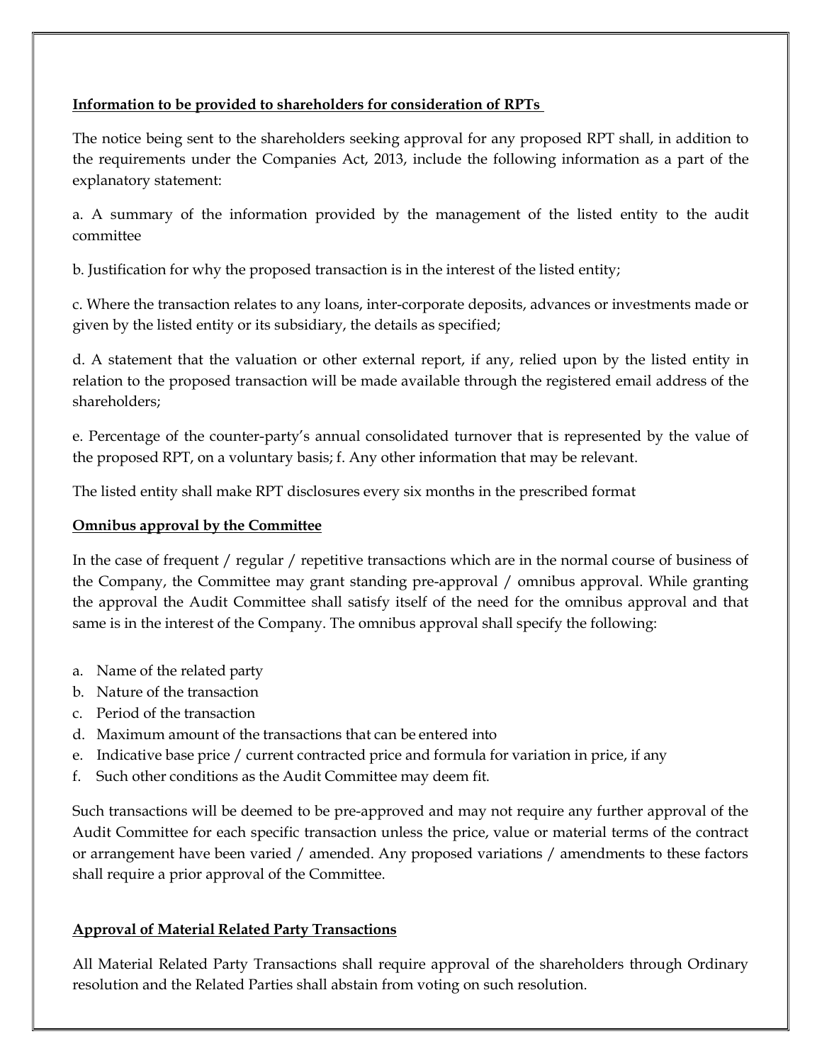**Information to be provided to shareholders for consideration of RPTs**

The notice being sent to the shareholders seeking approval for any proposed RPT shall, in addition to the requirements under the Companies Act, 2013, include the following information as a part of the explanatory statement:

a. A summary of the information provided by the management of the listed entity to the audit committee

b. Justification for why the proposed transaction is in the interest of the listed entity;

c. Where the transaction relates to any loans, inter-corporate deposits, advances or investments made or given by the listed entity or its subsidiary, the details as specified;

d. A statement that the valuation or other external report, if any, relied upon by the listed entity in relation to the proposed transaction will be made available through the registered email address of the shareholders;

e. Percentage of the counter-party's annual consolidated turnover that is represented by the value of the proposed RPT, on a voluntary basis; f. Any other information that may be relevant.

The listed entity shall make RPT disclosures every six months in the prescribed format

**Omnibus approval by the Committee**

In the case of frequent / regular / repetitive transactions which are in the normal course of business of the Company, the Committee may grant standing pre-approval / omnibus approval. While granting the approval the Audit Committee shall satisfy itself of the need for the omnibus approval and that same is in the interest of the Company. The omnibus approval shall specify the following:

a. Name of the related party
b. Nature of the transaction
c. Period of the transaction
d. Maximum amount of the transactions that can be entered into
e. Indicative base price / current contracted price and formula for variation in price, if any
f. Such other conditions as the Audit Committee may deem fit.

Such transactions will be deemed to be pre-approved and may not require any further approval of the Audit Committee for each specific transaction unless the price, value or material terms of the contract or arrangement have been varied / amended. Any proposed variations / amendments to these factors shall require a prior approval of the Committee.

**Approval of Material Related Party Transactions**

All Material Related Party Transactions shall require approval of the shareholders through Ordinary resolution and the Related Parties shall abstain from voting on such resolution.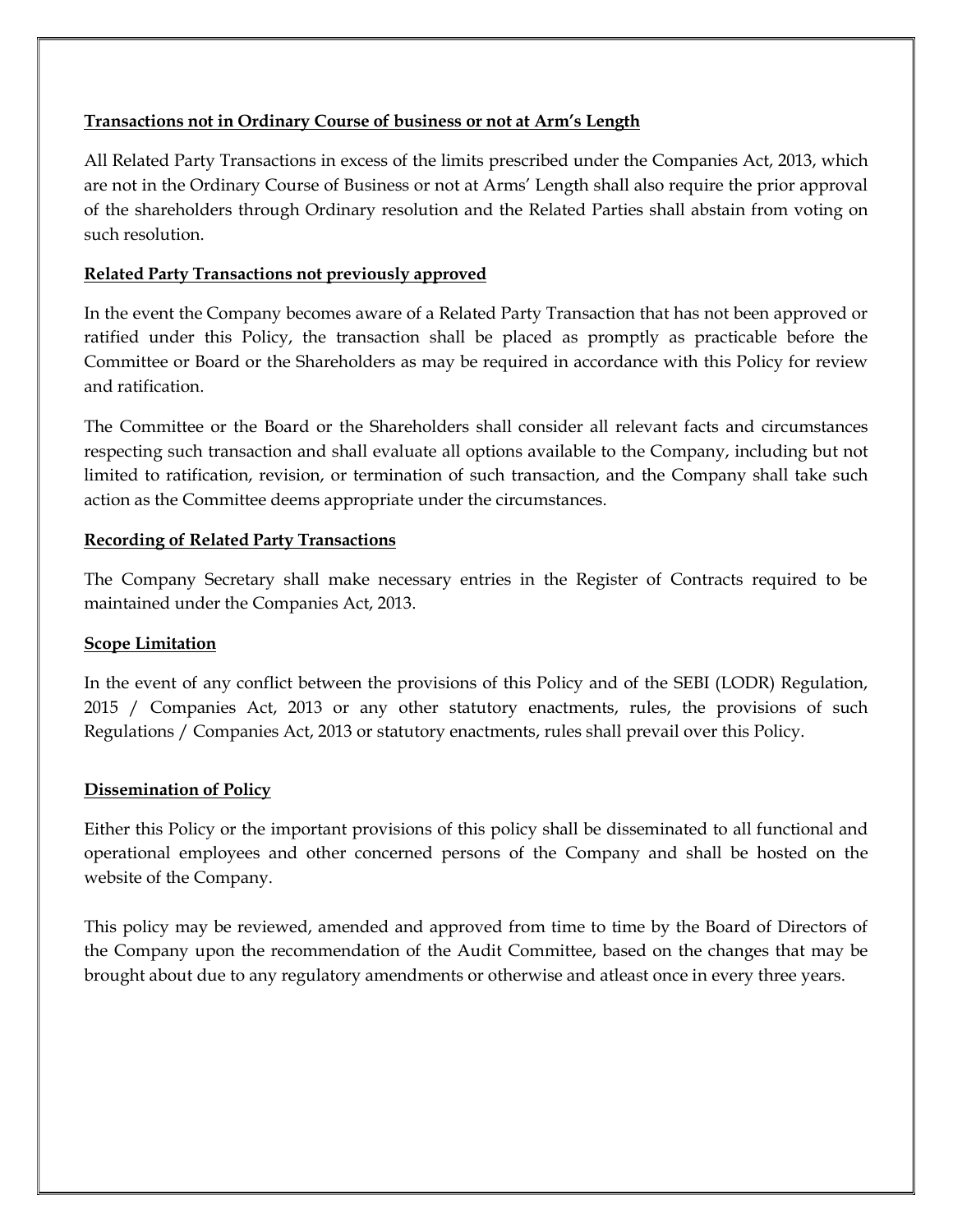**Transactions not in Ordinary Course of business or not at Arm's Length**

All Related Party Transactions in excess of the limits prescribed under the Companies Act, 2013, which are not in the Ordinary Course of Business or not at Arms' Length shall also require the prior approval of the shareholders through Ordinary resolution and the Related Parties shall abstain from voting on such resolution.

**Related Party Transactions not previously approved**

In the event the Company becomes aware of a Related Party Transaction that has not been approved or ratified under this Policy, the transaction shall be placed as promptly as practicable before the Committee or Board or the Shareholders as may be required in accordance with this Policy for review and ratification.

The Committee or the Board or the Shareholders shall consider all relevant facts and circumstances respecting such transaction and shall evaluate all options available to the Company, including but not limited to ratification, revision, or termination of such transaction, and the Company shall take such action as the Committee deems appropriate under the circumstances.

**Recording of Related Party Transactions**

The Company Secretary shall make necessary entries in the Register of Contracts required to be maintained under the Companies Act, 2013.

**Scope Limitation**

In the event of any conflict between the provisions of this Policy and of the SEBI (LODR) Regulation, 2015 / Companies Act, 2013 or any other statutory enactments, rules, the provisions of such Regulations / Companies Act, 2013 or statutory enactments, rules shall prevail over this Policy.

**Dissemination of Policy**

Either this Policy or the important provisions of this policy shall be disseminated to all functional and operational employees and other concerned persons of the Company and shall be hosted on the website of the Company.

This policy may be reviewed, amended and approved from time to time by the Board of Directors of the Company upon the recommendation of the Audit Committee, based on the changes that may be brought about due to any regulatory amendments or otherwise and atleast once in every three years.